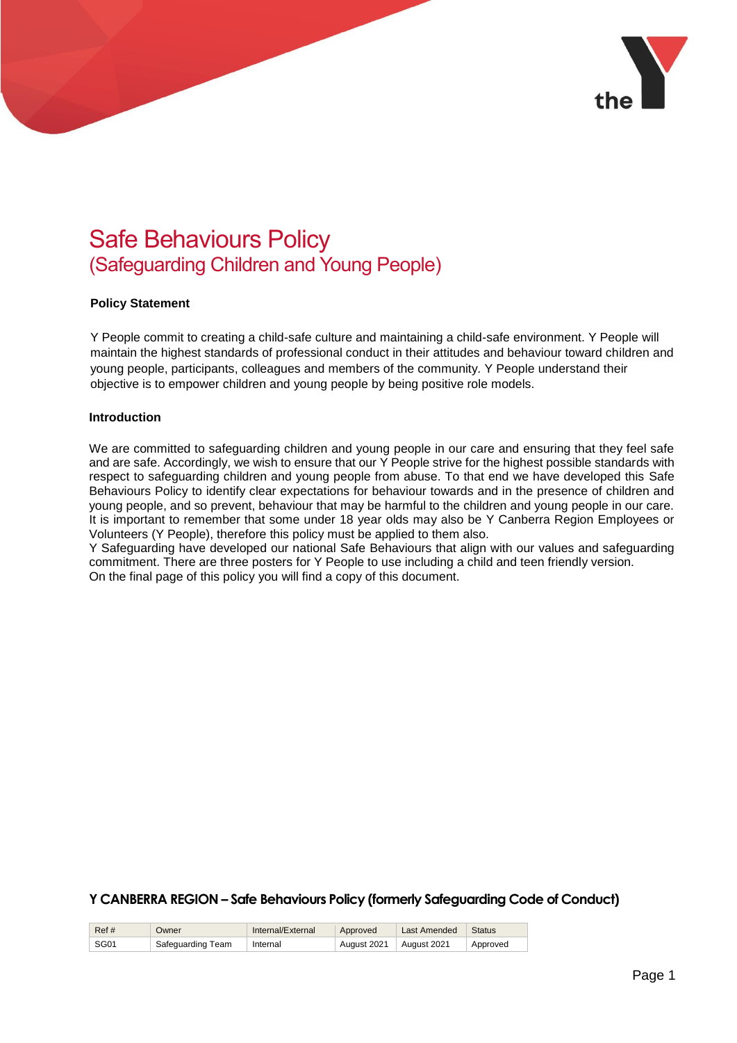# Safe Behaviours Policy
## (Safeguarding Children and Young People)

**Policy Statement**

Y People commit to creating a child-safe culture and maintaining a child-safe environment. Y People will maintain the highest standards of professional conduct in their attitudes and behaviour toward children and young people, participants, colleagues and members of the community. Y People understand their objective is to empower children and young people by being positive role models.

**Introduction**

We are committed to safeguarding children and young people in our care and ensuring that they feel safe and are safe. Accordingly, we wish to ensure that our Y People strive for the highest possible standards with respect to safeguarding children and young people from abuse. To that end we have developed this Safe Behaviours Policy to identify clear expectations for behaviour towards and in the presence of children and young people, and so prevent, behaviour that may be harmful to the children and young people in our care. It is important to remember that some under 18 year olds may also be Y Canberra Region Employees or Volunteers (Y People), therefore this policy must be applied to them also.
Y Safeguarding have developed our national Safe Behaviours that align with our values and safeguarding commitment. There are three posters for Y People to use including a child and teen friendly version.
On the final page of this policy you will find a copy of this document.

**Y CANBERRA REGION – Safe Behaviours Policy (formerly Safeguarding Code of Conduct)**

| Ref # | Owner | Internal/External | Approved | Last Amended | Status |
|---|---|---|---|---|---|
| SG01 | Safeguarding Team | Internal | August 2021 | August 2021 | Approved |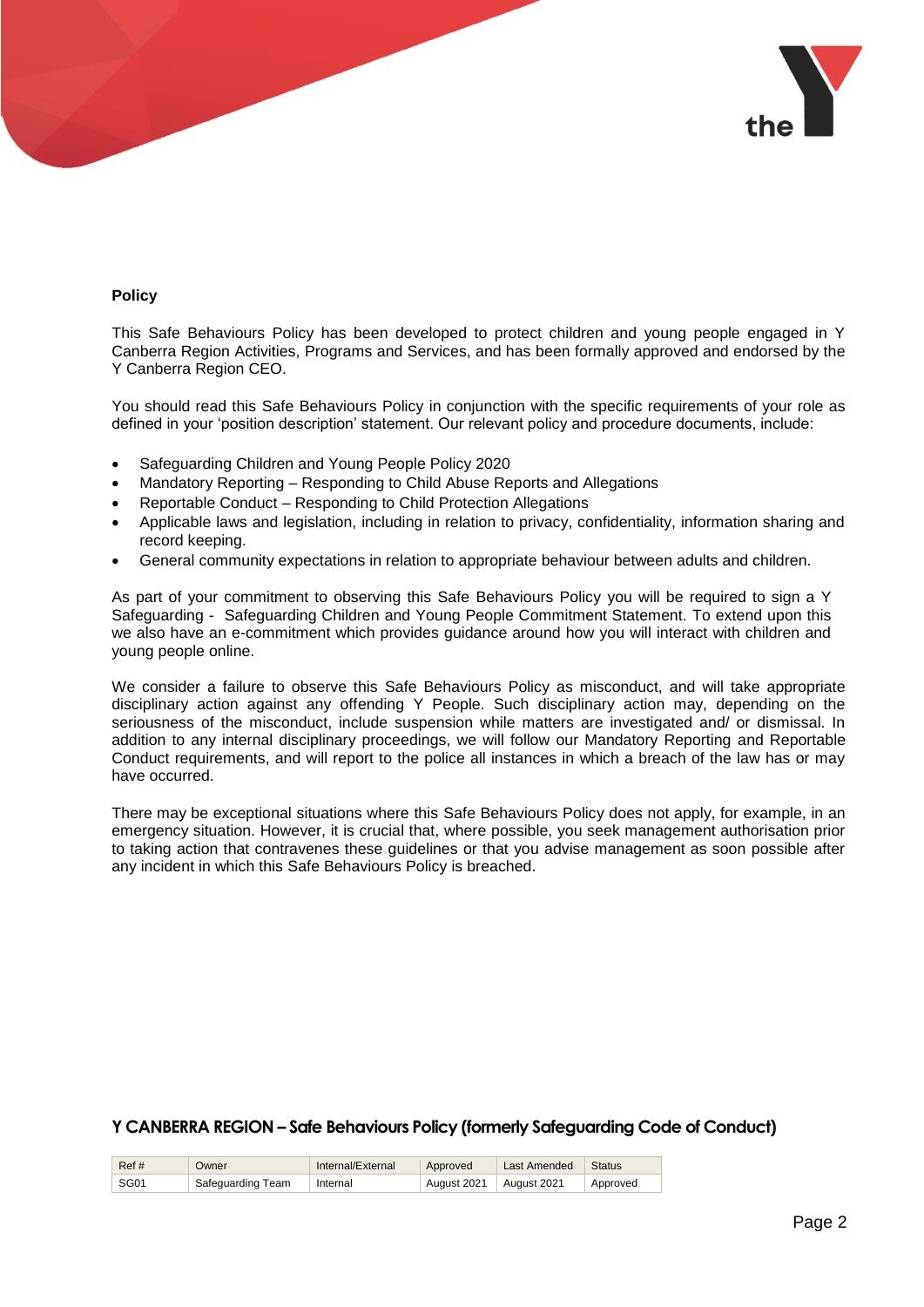**Policy**

This Safe Behaviours Policy has been developed to protect children and young people engaged in Y Canberra Region Activities, Programs and Services, and has been formally approved and endorsed by the Y Canberra Region CEO.

You should read this Safe Behaviours Policy in conjunction with the specific requirements of your role as defined in your 'position description' statement. Our relevant policy and procedure documents, include:

- Safeguarding Children and Young People Policy 2020
- Mandatory Reporting – Responding to Child Abuse Reports and Allegations
- Reportable Conduct – Responding to Child Protection Allegations
- Applicable laws and legislation, including in relation to privacy, confidentiality, information sharing and record keeping.
- General community expectations in relation to appropriate behaviour between adults and children.

As part of your commitment to observing this Safe Behaviours Policy you will be required to sign a Y Safeguarding - Safeguarding Children and Young People Commitment Statement. To extend upon this we also have an e-commitment which provides guidance around how you will interact with children and young people online.

We consider a failure to observe this Safe Behaviours Policy as misconduct, and will take appropriate disciplinary action against any offending Y People. Such disciplinary action may, depending on the seriousness of the misconduct, include suspension while matters are investigated and/ or dismissal. In addition to any internal disciplinary proceedings, we will follow our Mandatory Reporting and Reportable Conduct requirements, and will report to the police all instances in which a breach of the law has or may have occurred.

There may be exceptional situations where this Safe Behaviours Policy does not apply, for example, in an emergency situation. However, it is crucial that, where possible, you seek management authorisation prior to taking action that contravenes these guidelines or that you advise management as soon possible after any incident in which this Safe Behaviours Policy is breached.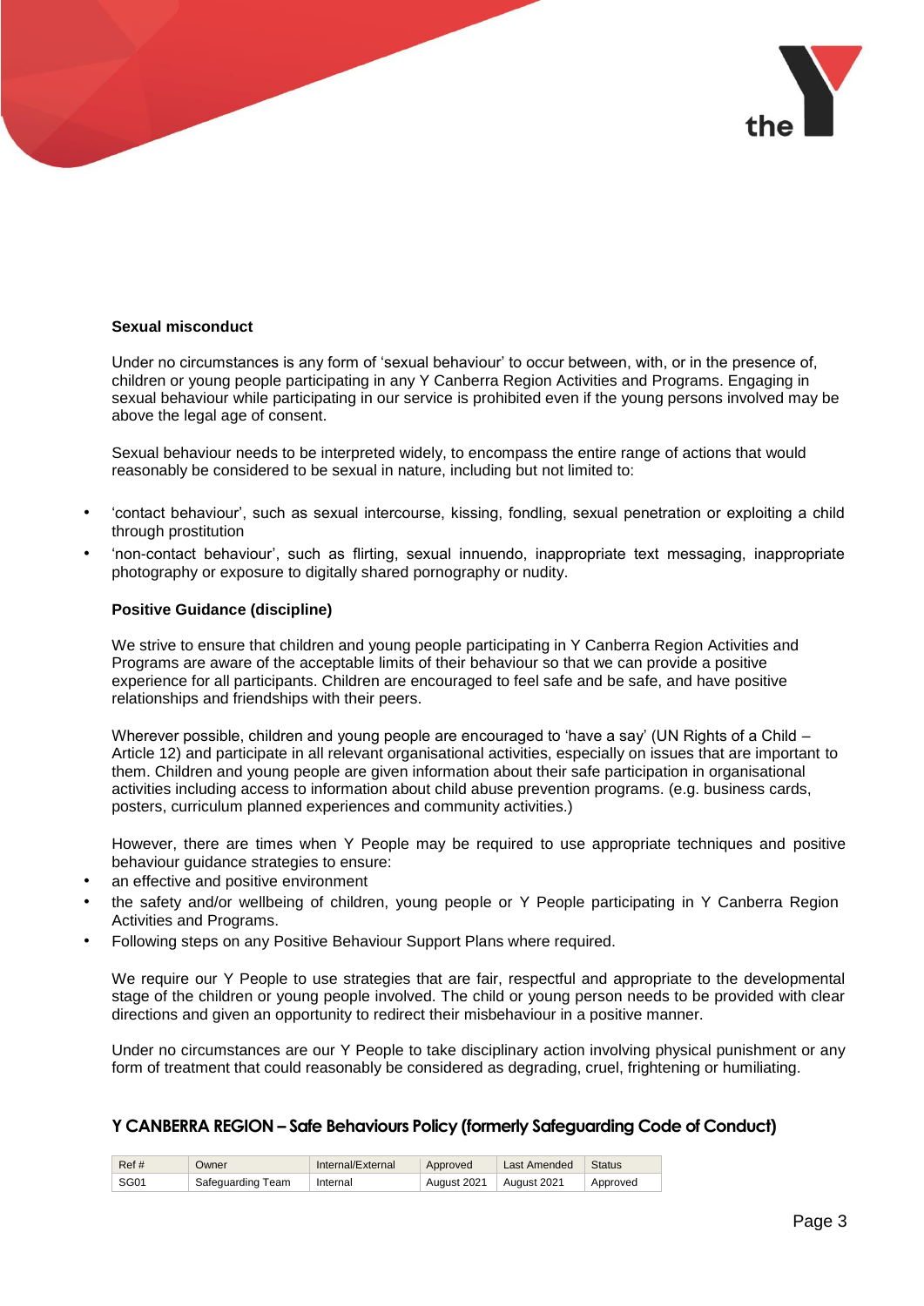**Sexual misconduct**

Under no circumstances is any form of 'sexual behaviour' to occur between, with, or in the presence of, children or young people participating in any Y Canberra Region Activities and Programs. Engaging in sexual behaviour while participating in our service is prohibited even if the young persons involved may be above the legal age of consent.

Sexual behaviour needs to be interpreted widely, to encompass the entire range of actions that would reasonably be considered to be sexual in nature, including but not limited to:

- 'contact behaviour', such as sexual intercourse, kissing, fondling, sexual penetration or exploiting a child through prostitution
- 'non-contact behaviour', such as flirting, sexual innuendo, inappropriate text messaging, inappropriate photography or exposure to digitally shared pornography or nudity.

**Positive Guidance (discipline)**

We strive to ensure that children and young people participating in Y Canberra Region Activities and Programs are aware of the acceptable limits of their behaviour so that we can provide a positive experience for all participants. Children are encouraged to feel safe and be safe, and have positive relationships and friendships with their peers.

Wherever possible, children and young people are encouraged to 'have a say' (UN Rights of a Child – Article 12) and participate in all relevant organisational activities, especially on issues that are important to them. Children and young people are given information about their safe participation in organisational activities including access to information about child abuse prevention programs. (e.g. business cards, posters, curriculum planned experiences and community activities.)

However, there are times when Y People may be required to use appropriate techniques and positive behaviour guidance strategies to ensure:

- an effective and positive environment
- the safety and/or wellbeing of children, young people or Y People participating in Y Canberra Region Activities and Programs.
- Following steps on any Positive Behaviour Support Plans where required.

We require our Y People to use strategies that are fair, respectful and appropriate to the developmental stage of the children or young people involved. The child or young person needs to be provided with clear directions and given an opportunity to redirect their misbehaviour in a positive manner.

Under no circumstances are our Y People to take disciplinary action involving physical punishment or any form of treatment that could reasonably be considered as degrading, cruel, frightening or humiliating.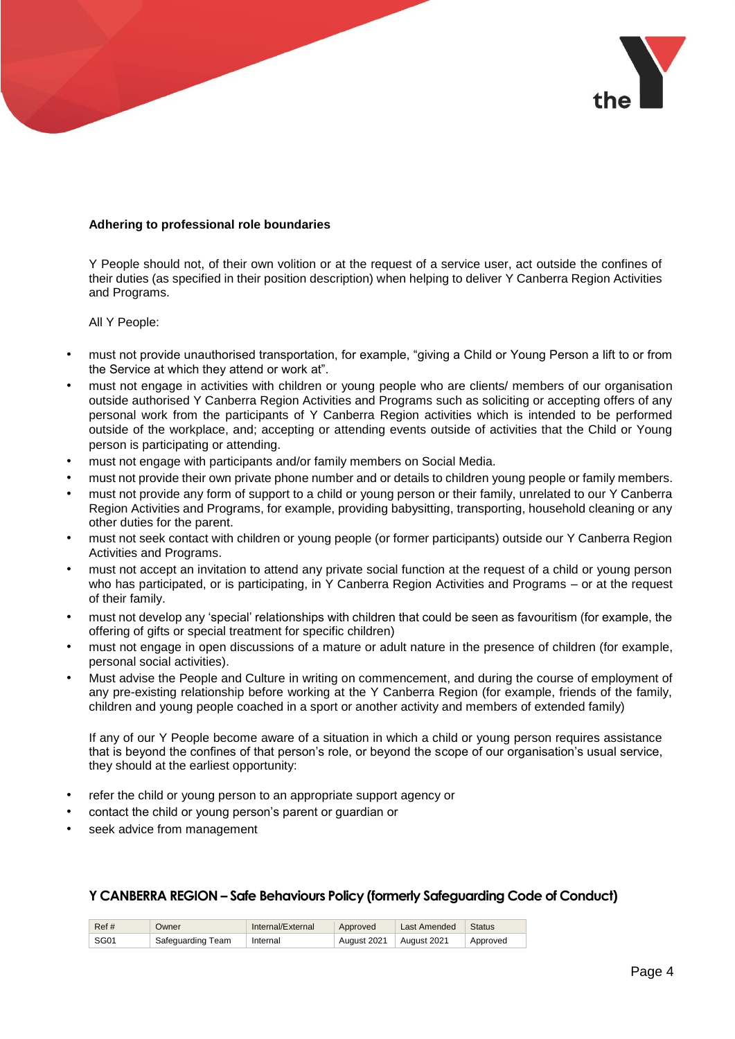**Adhering to professional role boundaries**

Y People should not, of their own volition or at the request of a service user, act outside the confines of their duties (as specified in their position description) when helping to deliver Y Canberra Region Activities and Programs.

All Y People:

- must not provide unauthorised transportation, for example, "giving a Child or Young Person a lift to or from the Service at which they attend or work at".
- must not engage in activities with children or young people who are clients/ members of our organisation outside authorised Y Canberra Region Activities and Programs such as soliciting or accepting offers of any personal work from the participants of Y Canberra Region activities which is intended to be performed outside of the workplace, and; accepting or attending events outside of activities that the Child or Young person is participating or attending.
- must not engage with participants and/or family members on Social Media.
- must not provide their own private phone number and or details to children young people or family members.
- must not provide any form of support to a child or young person or their family, unrelated to our Y Canberra Region Activities and Programs, for example, providing babysitting, transporting, household cleaning or any other duties for the parent.
- must not seek contact with children or young people (or former participants) outside our Y Canberra Region Activities and Programs.
- must not accept an invitation to attend any private social function at the request of a child or young person who has participated, or is participating, in Y Canberra Region Activities and Programs – or at the request of their family.
- must not develop any 'special' relationships with children that could be seen as favouritism (for example, the offering of gifts or special treatment for specific children)
- must not engage in open discussions of a mature or adult nature in the presence of children (for example, personal social activities).
- Must advise the People and Culture in writing on commencement, and during the course of employment of any pre-existing relationship before working at the Y Canberra Region (for example, friends of the family, children and young people coached in a sport or another activity and members of extended family)

If any of our Y People become aware of a situation in which a child or young person requires assistance that is beyond the confines of that person's role, or beyond the scope of our organisation's usual service, they should at the earliest opportunity:

- refer the child or young person to an appropriate support agency or
- contact the child or young person's parent or guardian or
- seek advice from management

**Y CANBERRA REGION – Safe Behaviours Policy (formerly Safeguarding Code of Conduct)**

| Ref # | Owner | Internal/External | Approved | Last Amended | Status |
|---|---|---|---|---|---|
| SG01 | Safeguarding Team | Internal | August 2021 | August 2021 | Approved |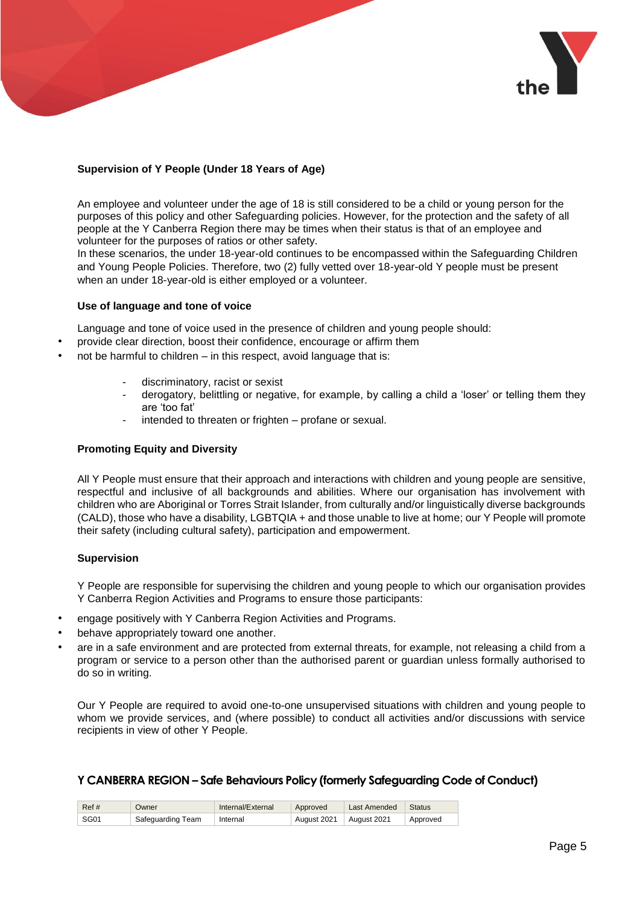### Supervision of Y People (Under 18 Years of Age)

An employee and volunteer under the age of 18 is still considered to be a child or young person for the purposes of this policy and other Safeguarding policies. However, for the protection and the safety of all people at the Y Canberra Region there may be times when their status is that of an employee and volunteer for the purposes of ratios or other safety.

In these scenarios, the under 18-year-old continues to be encompassed within the Safeguarding Children and Young People Policies. Therefore, two (2) fully vetted over 18-year-old Y people must be present when an under 18-year-old is either employed or a volunteer.

### Use of language and tone of voice

Language and tone of voice used in the presence of children and young people should:

- provide clear direction, boost their confidence, encourage or affirm them
- not be harmful to children – in this respect, avoid language that is:
  - discriminatory, racist or sexist
  - derogatory, belittling or negative, for example, by calling a child a 'loser' or telling them they are 'too fat'
  - intended to threaten or frighten – profane or sexual.

### Promoting Equity and Diversity

All Y People must ensure that their approach and interactions with children and young people are sensitive, respectful and inclusive of all backgrounds and abilities. Where our organisation has involvement with children who are Aboriginal or Torres Strait Islander, from culturally and/or linguistically diverse backgrounds (CALD), those who have a disability, LGBTQIA + and those unable to live at home; our Y People will promote their safety (including cultural safety), participation and empowerment.

### Supervision

Y People are responsible for supervising the children and young people to which our organisation provides Y Canberra Region Activities and Programs to ensure those participants:

- engage positively with Y Canberra Region Activities and Programs.
- behave appropriately toward one another.
- are in a safe environment and are protected from external threats, for example, not releasing a child from a program or service to a person other than the authorised parent or guardian unless formally authorised to do so in writing.

Our Y People are required to avoid one-to-one unsupervised situations with children and young people to whom we provide services, and (where possible) to conduct all activities and/or discussions with service recipients in view of other Y People.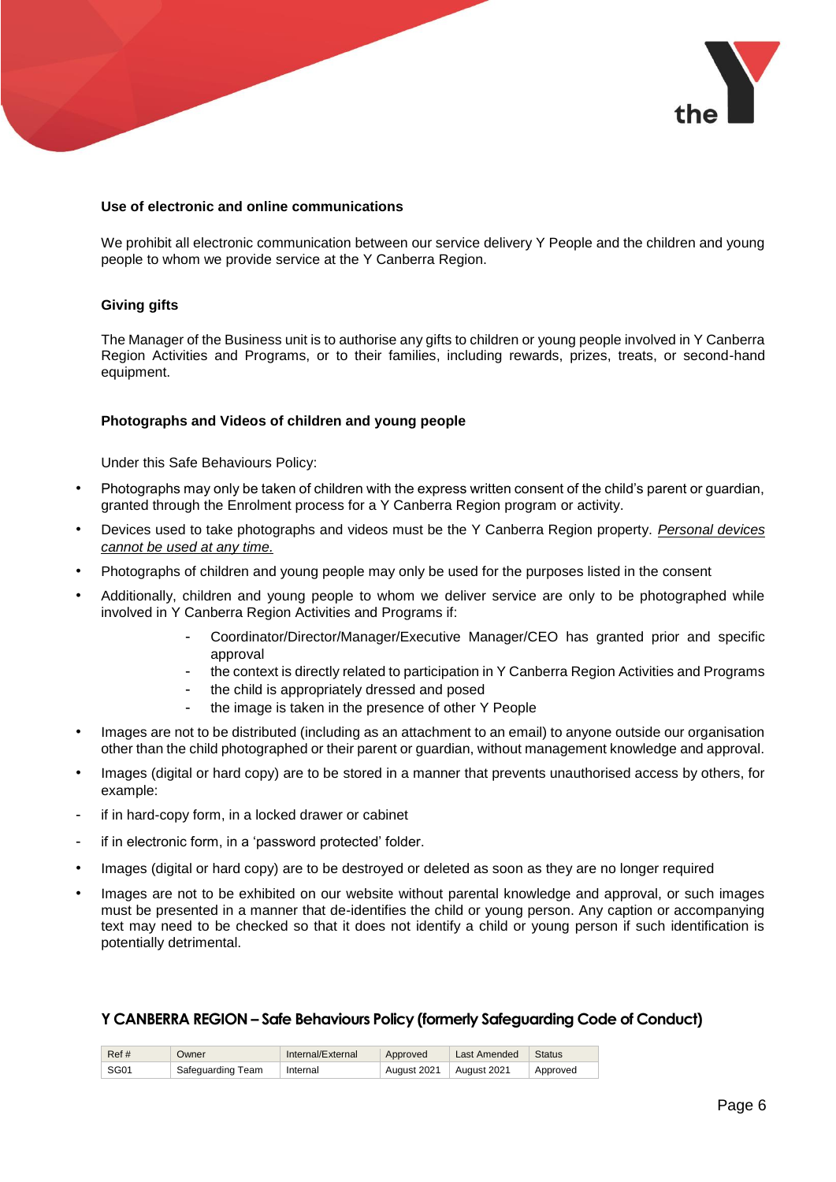### Use of electronic and online communications

We prohibit all electronic communication between our service delivery Y People and the children and young people to whom we provide service at the Y Canberra Region.

### Giving gifts

The Manager of the Business unit is to authorise any gifts to children or young people involved in Y Canberra Region Activities and Programs, or to their families, including rewards, prizes, treats, or second-hand equipment.

### Photographs and Videos of children and young people

Under this Safe Behaviours Policy:

- Photographs may only be taken of children with the express written consent of the child's parent or guardian, granted through the Enrolment process for a Y Canberra Region program or activity.
- Devices used to take photographs and videos must be the Y Canberra Region property. *Personal devices cannot be used at any time.*
- Photographs of children and young people may only be used for the purposes listed in the consent
- Additionally, children and young people to whom we deliver service are only to be photographed while involved in Y Canberra Region Activities and Programs if:
  - Coordinator/Director/Manager/Executive Manager/CEO has granted prior and specific approval
  - the context is directly related to participation in Y Canberra Region Activities and Programs
  - the child is appropriately dressed and posed
  - the image is taken in the presence of other Y People
- Images are not to be distributed (including as an attachment to an email) to anyone outside our organisation other than the child photographed or their parent or guardian, without management knowledge and approval.
- Images (digital or hard copy) are to be stored in a manner that prevents unauthorised access by others, for example:
  - if in hard-copy form, in a locked drawer or cabinet
  - if in electronic form, in a 'password protected' folder.
- Images (digital or hard copy) are to be destroyed or deleted as soon as they are no longer required
- Images are not to be exhibited on our website without parental knowledge and approval, or such images must be presented in a manner that de-identifies the child or young person. Any caption or accompanying text may need to be checked so that it does not identify a child or young person if such identification is potentially detrimental.

**Y CANBERRA REGION – Safe Behaviours Policy (formerly Safeguarding Code of Conduct)**

| Ref # | Owner | Internal/External | Approved | Last Amended | Status |
|---|---|---|---|---|---|
| SG01 | Safeguarding Team | Internal | August 2021 | August 2021 | Approved |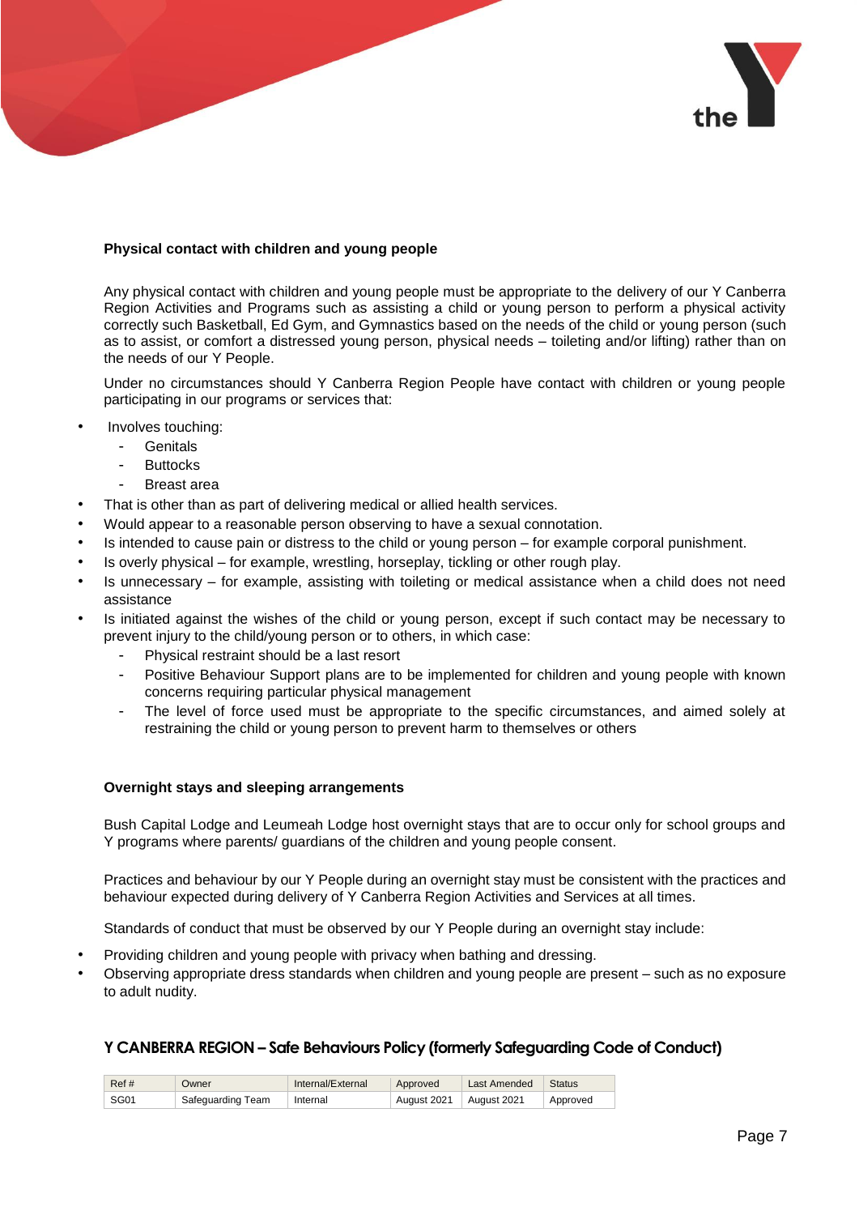### Physical contact with children and young people

Any physical contact with children and young people must be appropriate to the delivery of our Y Canberra Region Activities and Programs such as assisting a child or young person to perform a physical activity correctly such Basketball, Ed Gym, and Gymnastics based on the needs of the child or young person (such as to assist, or comfort a distressed young person, physical needs – toileting and/or lifting) rather than on the needs of our Y People.

Under no circumstances should Y Canberra Region People have contact with children or young people participating in our programs or services that:

- Involves touching:
  - Genitals
  - Buttocks
  - Breast area
- That is other than as part of delivering medical or allied health services.
- Would appear to a reasonable person observing to have a sexual connotation.
- Is intended to cause pain or distress to the child or young person – for example corporal punishment.
- Is overly physical – for example, wrestling, horseplay, tickling or other rough play.
- Is unnecessary – for example, assisting with toileting or medical assistance when a child does not need assistance
- Is initiated against the wishes of the child or young person, except if such contact may be necessary to prevent injury to the child/young person or to others, in which case:
  - Physical restraint should be a last resort
  - Positive Behaviour Support plans are to be implemented for children and young people with known concerns requiring particular physical management
  - The level of force used must be appropriate to the specific circumstances, and aimed solely at restraining the child or young person to prevent harm to themselves or others

### Overnight stays and sleeping arrangements

Bush Capital Lodge and Leumeah Lodge host overnight stays that are to occur only for school groups and Y programs where parents/ guardians of the children and young people consent.

Practices and behaviour by our Y People during an overnight stay must be consistent with the practices and behaviour expected during delivery of Y Canberra Region Activities and Services at all times.

Standards of conduct that must be observed by our Y People during an overnight stay include:

- Providing children and young people with privacy when bathing and dressing.
- Observing appropriate dress standards when children and young people are present – such as no exposure to adult nudity.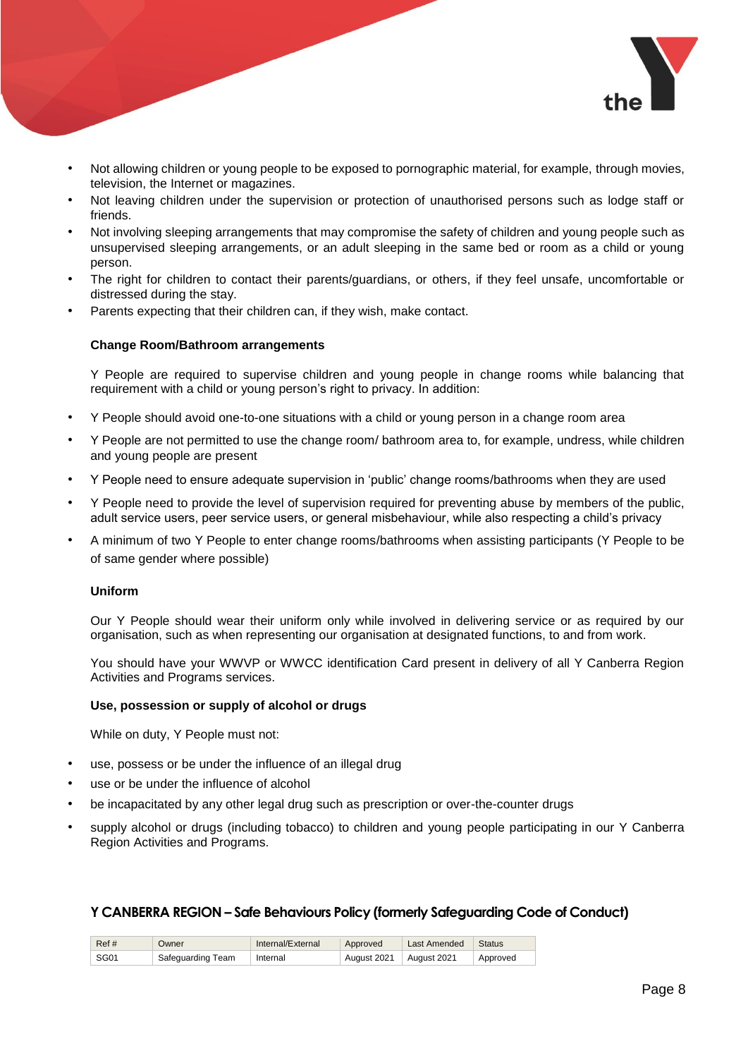- Not allowing children or young people to be exposed to pornographic material, for example, through movies, television, the Internet or magazines.
- Not leaving children under the supervision or protection of unauthorised persons such as lodge staff or friends.
- Not involving sleeping arrangements that may compromise the safety of children and young people such as unsupervised sleeping arrangements, or an adult sleeping in the same bed or room as a child or young person.
- The right for children to contact their parents/guardians, or others, if they feel unsafe, uncomfortable or distressed during the stay.
- Parents expecting that their children can, if they wish, make contact.

**Change Room/Bathroom arrangements**

Y People are required to supervise children and young people in change rooms while balancing that requirement with a child or young person's right to privacy. In addition:

- Y People should avoid one-to-one situations with a child or young person in a change room area
- Y People are not permitted to use the change room/ bathroom area to, for example, undress, while children and young people are present
- Y People need to ensure adequate supervision in 'public' change rooms/bathrooms when they are used
- Y People need to provide the level of supervision required for preventing abuse by members of the public, adult service users, peer service users, or general misbehaviour, while also respecting a child's privacy
- A minimum of two Y People to enter change rooms/bathrooms when assisting participants (Y People to be of same gender where possible)

**Uniform**

Our Y People should wear their uniform only while involved in delivering service or as required by our organisation, such as when representing our organisation at designated functions, to and from work.

You should have your WWVP or WWCC identification Card present in delivery of all Y Canberra Region Activities and Programs services.

**Use, possession or supply of alcohol or drugs**

While on duty, Y People must not:

- use, possess or be under the influence of an illegal drug
- use or be under the influence of alcohol
- be incapacitated by any other legal drug such as prescription or over-the-counter drugs
- supply alcohol or drugs (including tobacco) to children and young people participating in our Y Canberra Region Activities and Programs.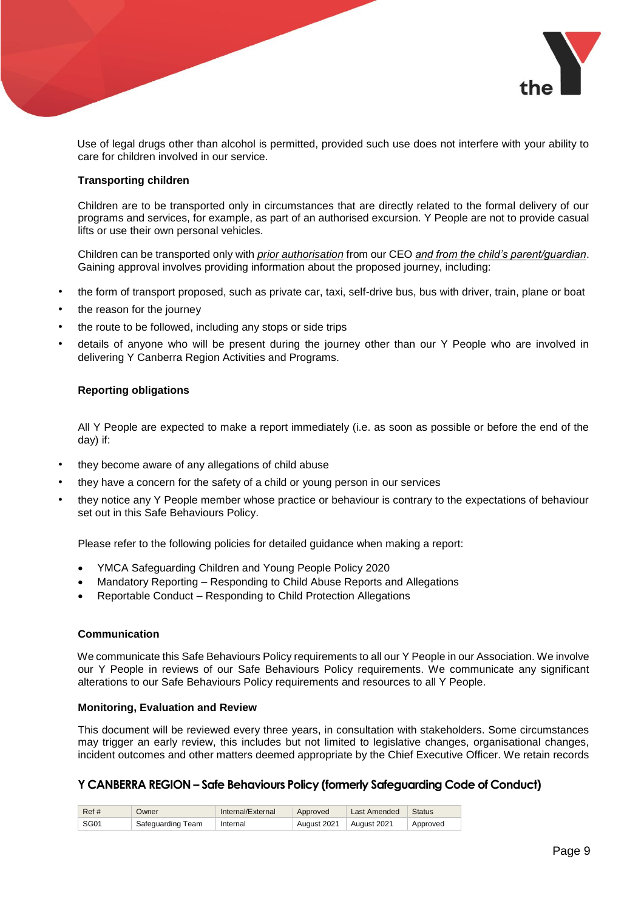Use of legal drugs other than alcohol is permitted, provided such use does not interfere with your ability to care for children involved in our service.

**Transporting children**

Children are to be transported only in circumstances that are directly related to the formal delivery of our programs and services, for example, as part of an authorised excursion. Y People are not to provide casual lifts or use their own personal vehicles.

Children can be transported only with *prior authorisation* from our CEO *and from the child's parent/guardian*. Gaining approval involves providing information about the proposed journey, including:

- the form of transport proposed, such as private car, taxi, self-drive bus, bus with driver, train, plane or boat
- the reason for the journey
- the route to be followed, including any stops or side trips
- details of anyone who will be present during the journey other than our Y People who are involved in delivering Y Canberra Region Activities and Programs.

**Reporting obligations**

All Y People are expected to make a report immediately (i.e. as soon as possible or before the end of the day) if:

- they become aware of any allegations of child abuse
- they have a concern for the safety of a child or young person in our services
- they notice any Y People member whose practice or behaviour is contrary to the expectations of behaviour set out in this Safe Behaviours Policy.

Please refer to the following policies for detailed guidance when making a report:

- YMCA Safeguarding Children and Young People Policy 2020
- Mandatory Reporting – Responding to Child Abuse Reports and Allegations
- Reportable Conduct – Responding to Child Protection Allegations

**Communication**

We communicate this Safe Behaviours Policy requirements to all our Y People in our Association. We involve our Y People in reviews of our Safe Behaviours Policy requirements. We communicate any significant alterations to our Safe Behaviours Policy requirements and resources to all Y People.

**Monitoring, Evaluation and Review**

This document will be reviewed every three years, in consultation with stakeholders. Some circumstances may trigger an early review, this includes but not limited to legislative changes, organisational changes, incident outcomes and other matters deemed appropriate by the Chief Executive Officer. We retain records

**Y CANBERRA REGION – Safe Behaviours Policy (formerly Safeguarding Code of Conduct)**

| Ref # | Owner | Internal/External | Approved | Last Amended | Status |
|---|---|---|---|---|---|
| SG01 | Safeguarding Team | Internal | August 2021 | August 2021 | Approved |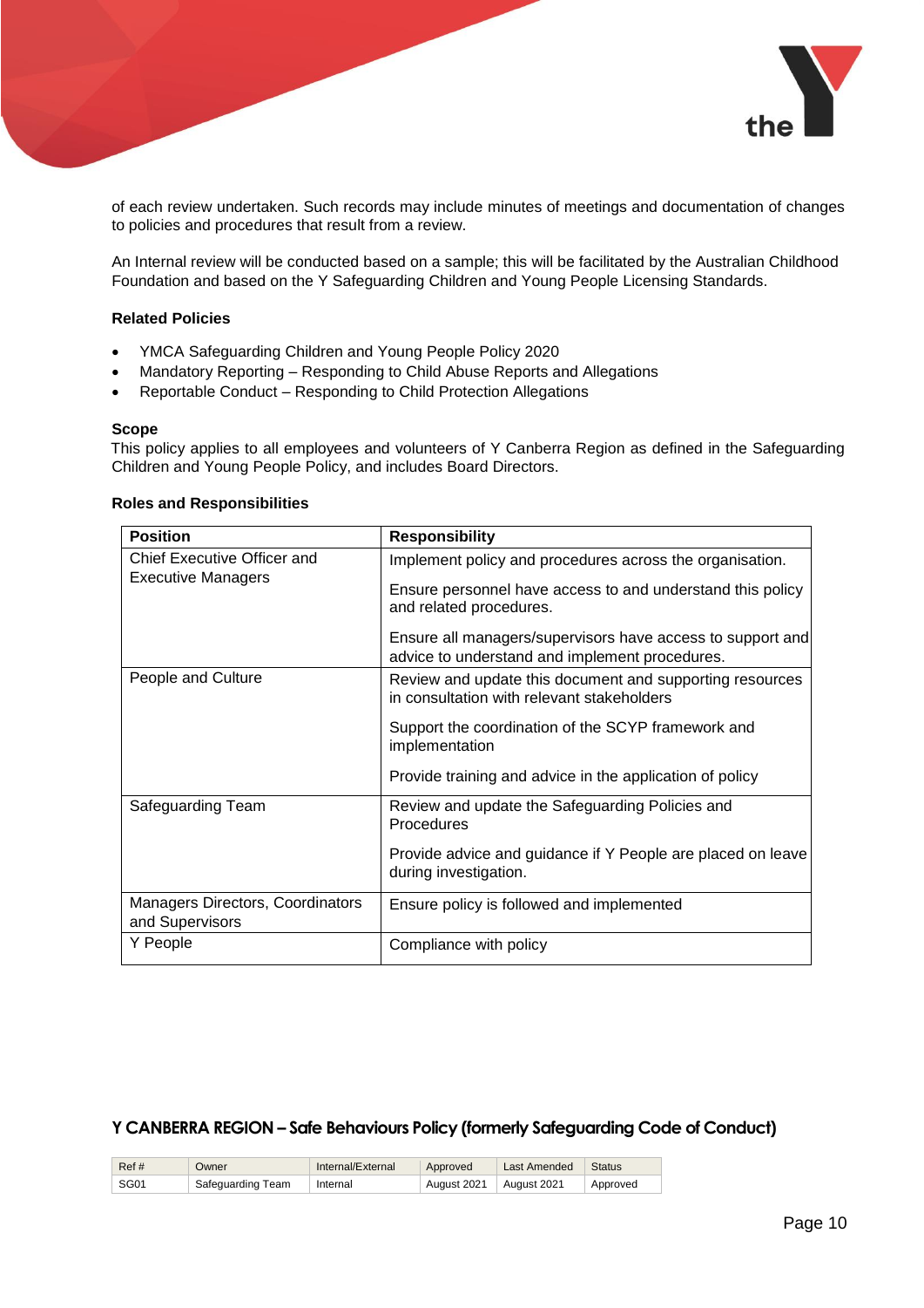of each review undertaken. Such records may include minutes of meetings and documentation of changes to policies and procedures that result from a review.

An Internal review will be conducted based on a sample; this will be facilitated by the Australian Childhood Foundation and based on the Y Safeguarding Children and Young People Licensing Standards.

**Related Policies**

- YMCA Safeguarding Children and Young People Policy 2020
- Mandatory Reporting – Responding to Child Abuse Reports and Allegations
- Reportable Conduct – Responding to Child Protection Allegations

**Scope**

This policy applies to all employees and volunteers of Y Canberra Region as defined in the Safeguarding Children and Young People Policy, and includes Board Directors.

**Roles and Responsibilities**

| Position | Responsibility |
|---|---|
| Chief Executive Officer and Executive Managers | Implement policy and procedures across the organisation.<br><br>Ensure personnel have access to and understand this policy and related procedures.<br><br>Ensure all managers/supervisors have access to support and advice to understand and implement procedures. |
| People and Culture | Review and update this document and supporting resources in consultation with relevant stakeholders<br><br>Support the coordination of the SCYP framework and implementation<br><br>Provide training and advice in the application of policy |
| Safeguarding Team | Review and update the Safeguarding Policies and Procedures<br><br>Provide advice and guidance if Y People are placed on leave during investigation. |
| Managers Directors, Coordinators and Supervisors | Ensure policy is followed and implemented |
| Y People | Compliance with policy |

**Y CANBERRA REGION – Safe Behaviours Policy (formerly Safeguarding Code of Conduct)**

| Ref # | Owner | Internal/External | Approved | Last Amended | Status |
|---|---|---|---|---|---|
| SG01 | Safeguarding Team | Internal | August 2021 | August 2021 | Approved |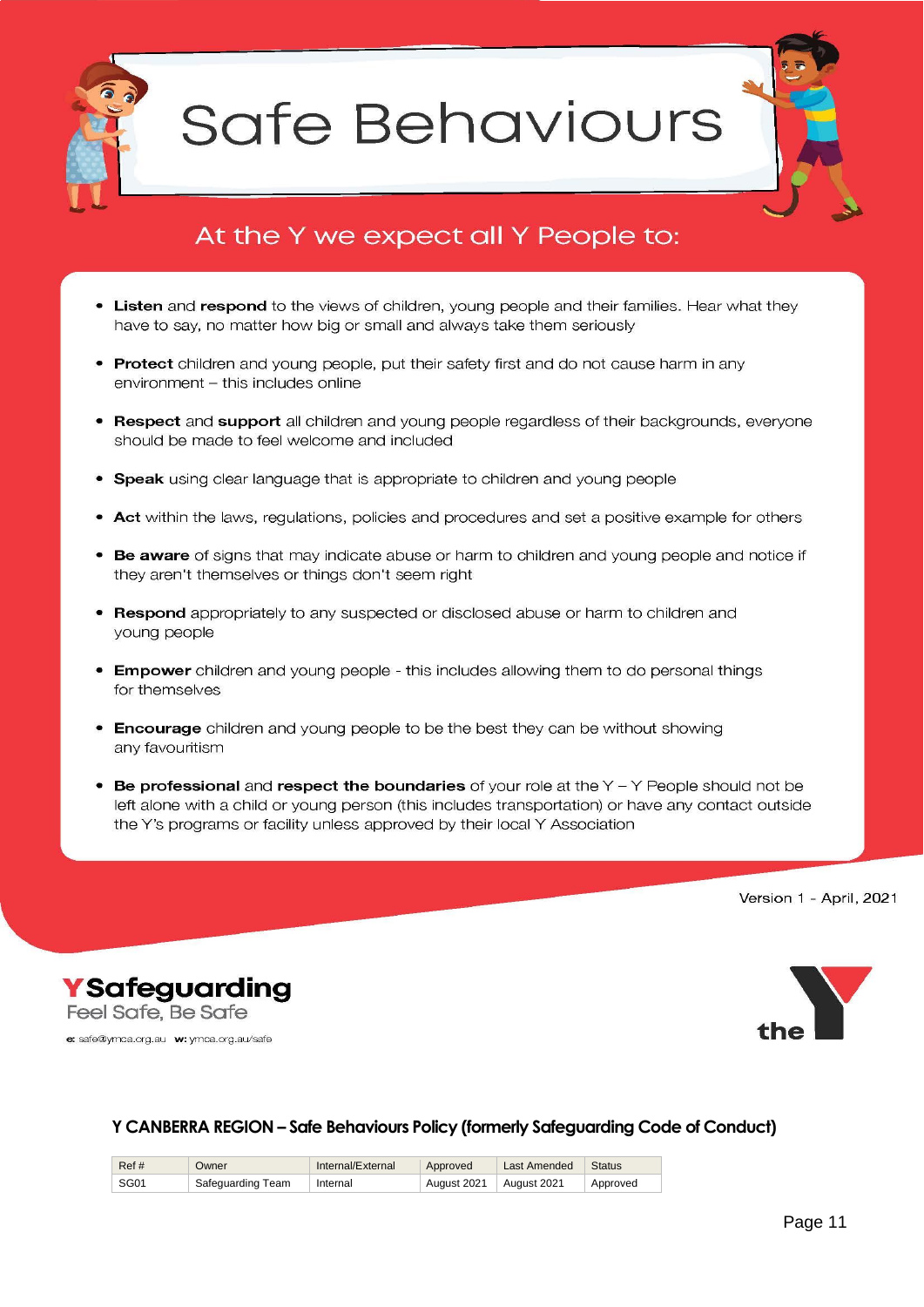# Safe Behaviours

## At the Y we expect all Y People to:

- **Listen** and **respond** to the views of children, young people and their families. Hear what they have to say, no matter how big or small and always take them seriously
- **Protect** children and young people, put their safety first and do not cause harm in any environment – this includes online
- **Respect** and **support** all children and young people regardless of their backgrounds, everyone should be made to feel welcome and included
- **Speak** using clear language that is appropriate to children and young people
- **Act** within the laws, regulations, policies and procedures and set a positive example for others
- **Be aware** of signs that may indicate abuse or harm to children and young people and notice if they aren't themselves or things don't seem right
- **Respond** appropriately to any suspected or disclosed abuse or harm to children and young people
- **Empower** children and young people - this includes allowing them to do personal things for themselves
- **Encourage** children and young people to be the best they can be without showing any favouritism
- **Be professional** and **respect the boundaries** of your role at the Y – Y People should not be left alone with a child or young person (this includes transportation) or have any contact outside the Y's programs or facility unless approved by their local Y Association

Version 1 - April, 2021

**Y Safeguarding**
Feel Safe, Be Safe

e: safe@ymca.org.au w: ymca.org.au/safe

the Y

**Y CANBERRA REGION – Safe Behaviours Policy (formerly Safeguarding Code of Conduct)**

| Ref # | Owner | Internal/External | Approved | Last Amended | Status |
|---|---|---|---|---|---|
| SG01 | Safeguarding Team | Internal | August 2021 | August 2021 | Approved |